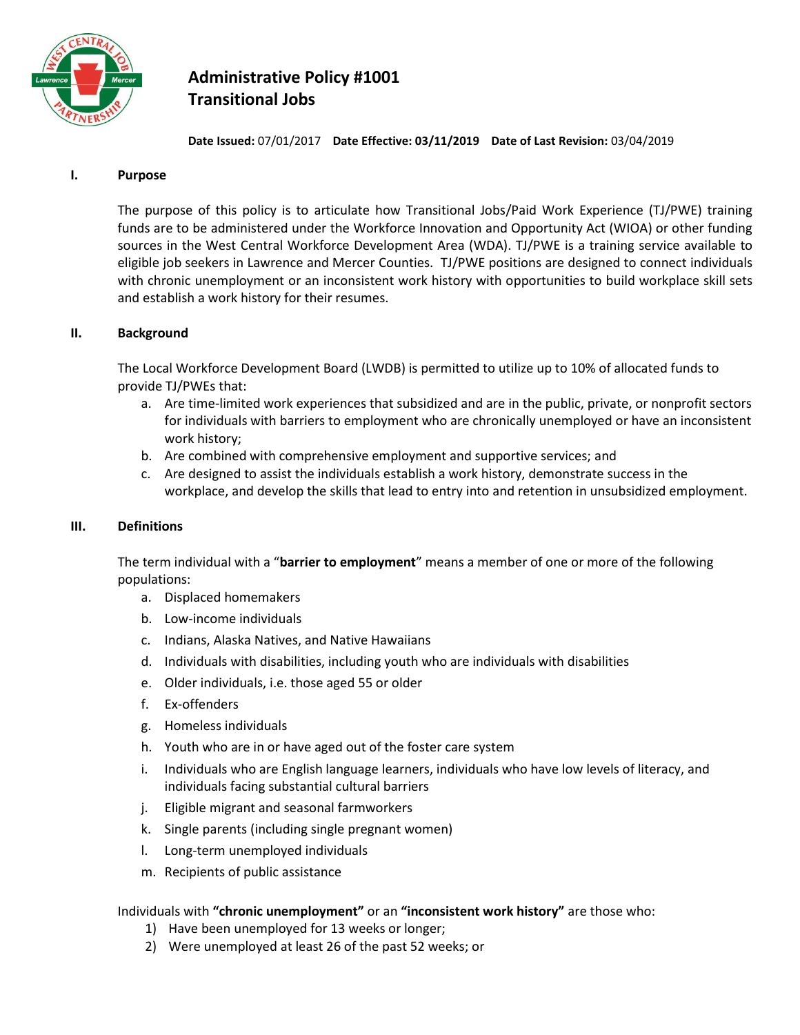# Administrative Policy #1001
# Transitional Jobs

**Date Issued:** 07/01/2017 **Date Effective: 03/11/2019** **Date of Last Revision:** 03/04/2019

## I. Purpose

The purpose of this policy is to articulate how Transitional Jobs/Paid Work Experience (TJ/PWE) training funds are to be administered under the Workforce Innovation and Opportunity Act (WIOA) or other funding sources in the West Central Workforce Development Area (WDA). TJ/PWE is a training service available to eligible job seekers in Lawrence and Mercer Counties. TJ/PWE positions are designed to connect individuals with chronic unemployment or an inconsistent work history with opportunities to build workplace skill sets and establish a work history for their resumes.

## II. Background

The Local Workforce Development Board (LWDB) is permitted to utilize up to 10% of allocated funds to provide TJ/PWEs that:

a. Are time-limited work experiences that subsidized and are in the public, private, or nonprofit sectors for individuals with barriers to employment who are chronically unemployed or have an inconsistent work history;
b. Are combined with comprehensive employment and supportive services; and
c. Are designed to assist the individuals establish a work history, demonstrate success in the workplace, and develop the skills that lead to entry into and retention in unsubsidized employment.

## III. Definitions

The term individual with a "**barrier to employment**" means a member of one or more of the following populations:

a. Displaced homemakers
b. Low-income individuals
c. Indians, Alaska Natives, and Native Hawaiians
d. Individuals with disabilities, including youth who are individuals with disabilities
e. Older individuals, i.e. those aged 55 or older
f. Ex-offenders
g. Homeless individuals
h. Youth who are in or have aged out of the foster care system
i. Individuals who are English language learners, individuals who have low levels of literacy, and individuals facing substantial cultural barriers
j. Eligible migrant and seasonal farmworkers
k. Single parents (including single pregnant women)
l. Long-term unemployed individuals
m. Recipients of public assistance

Individuals with **"chronic unemployment"** or an **"inconsistent work history"** are those who:

1) Have been unemployed for 13 weeks or longer;
2) Were unemployed at least 26 of the past 52 weeks; or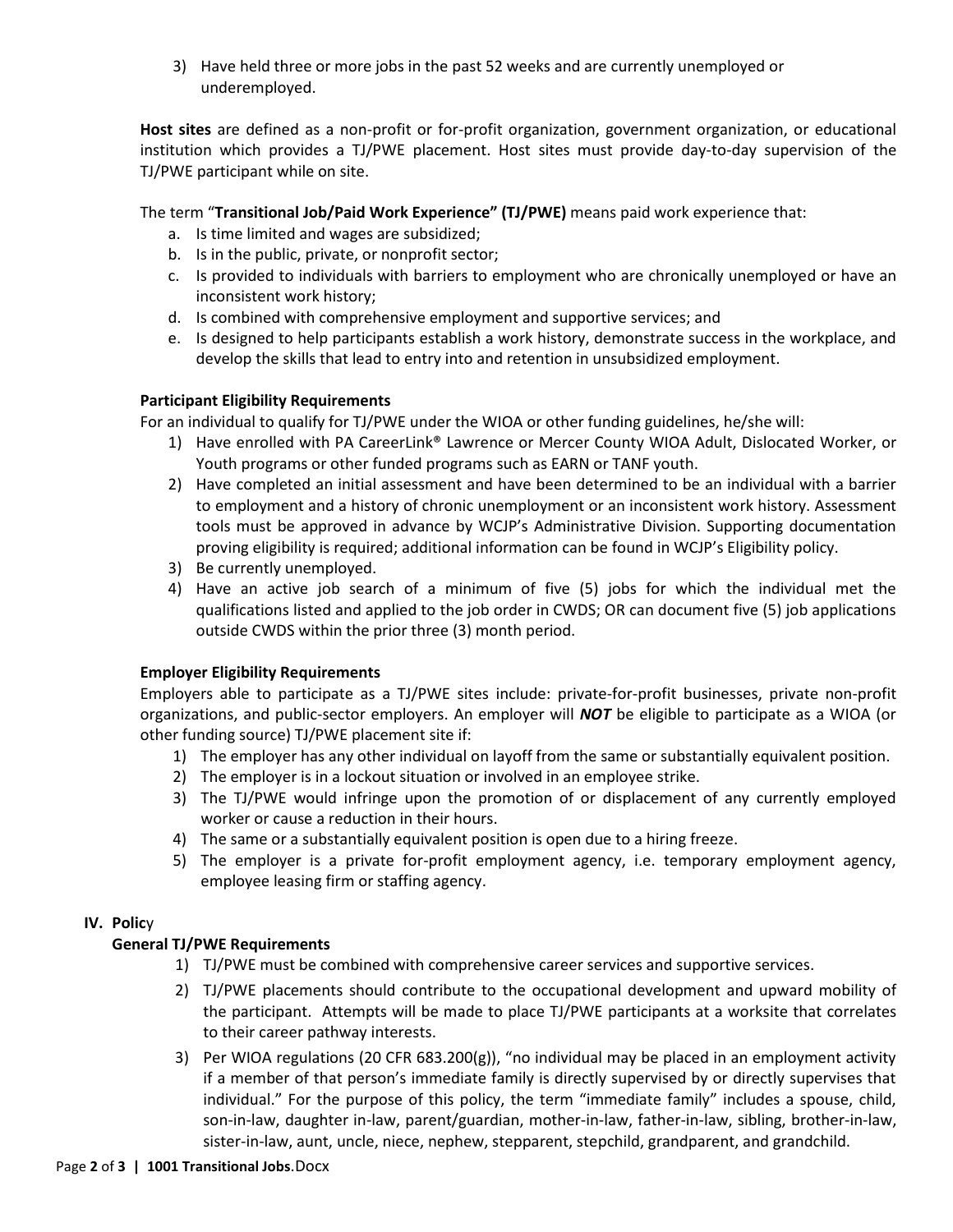3) Have held three or more jobs in the past 52 weeks and are currently unemployed or underemployed.

**Host sites** are defined as a non-profit or for-profit organization, government organization, or educational institution which provides a TJ/PWE placement. Host sites must provide day-to-day supervision of the TJ/PWE participant while on site.

The term "**Transitional Job/Paid Work Experience" (TJ/PWE)** means paid work experience that:

a. Is time limited and wages are subsidized;
b. Is in the public, private, or nonprofit sector;
c. Is provided to individuals with barriers to employment who are chronically unemployed or have an inconsistent work history;
d. Is combined with comprehensive employment and supportive services; and
e. Is designed to help participants establish a work history, demonstrate success in the workplace, and develop the skills that lead to entry into and retention in unsubsidized employment.

**Participant Eligibility Requirements**

For an individual to qualify for TJ/PWE under the WIOA or other funding guidelines, he/she will:

1) Have enrolled with PA CareerLink® Lawrence or Mercer County WIOA Adult, Dislocated Worker, or Youth programs or other funded programs such as EARN or TANF youth.
2) Have completed an initial assessment and have been determined to be an individual with a barrier to employment and a history of chronic unemployment or an inconsistent work history. Assessment tools must be approved in advance by WCJP's Administrative Division. Supporting documentation proving eligibility is required; additional information can be found in WCJP's Eligibility policy.
3) Be currently unemployed.
4) Have an active job search of a minimum of five (5) jobs for which the individual met the qualifications listed and applied to the job order in CWDS; OR can document five (5) job applications outside CWDS within the prior three (3) month period.

**Employer Eligibility Requirements**

Employers able to participate as a TJ/PWE sites include: private-for-profit businesses, private non-profit organizations, and public-sector employers. An employer will ***NOT*** be eligible to participate as a WIOA (or other funding source) TJ/PWE placement site if:

1) The employer has any other individual on layoff from the same or substantially equivalent position.
2) The employer is in a lockout situation or involved in an employee strike.
3) The TJ/PWE would infringe upon the promotion of or displacement of any currently employed worker or cause a reduction in their hours.
4) The same or a substantially equivalent position is open due to a hiring freeze.
5) The employer is a private for-profit employment agency, i.e. temporary employment agency, employee leasing firm or staffing agency.

## IV. Policy

**General TJ/PWE Requirements**

1) TJ/PWE must be combined with comprehensive career services and supportive services.
2) TJ/PWE placements should contribute to the occupational development and upward mobility of the participant. Attempts will be made to place TJ/PWE participants at a worksite that correlates to their career pathway interests.
3) Per WIOA regulations (20 CFR 683.200(g)), "no individual may be placed in an employment activity if a member of that person's immediate family is directly supervised by or directly supervises that individual." For the purpose of this policy, the term "immediate family" includes a spouse, child, son-in-law, daughter in-law, parent/guardian, mother-in-law, father-in-law, sibling, brother-in-law, sister-in-law, aunt, uncle, niece, nephew, stepparent, stepchild, grandparent, and grandchild.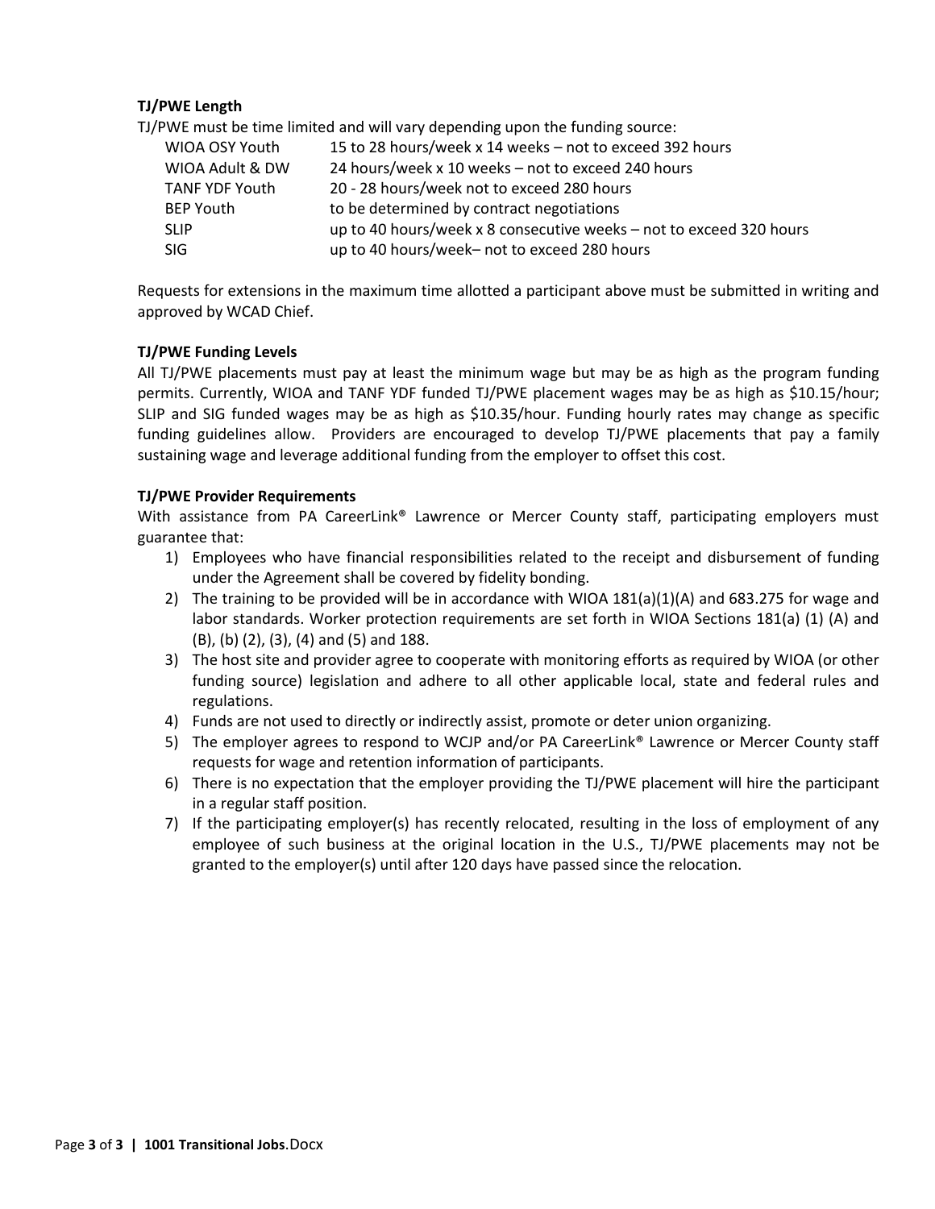**TJ/PWE Length**

TJ/PWE must be time limited and will vary depending upon the funding source:

| | |
|---|---|
| WIOA OSY Youth | 15 to 28 hours/week x 14 weeks – not to exceed 392 hours |
| WIOA Adult & DW | 24 hours/week x 10 weeks – not to exceed 240 hours |
| TANF YDF Youth | 20 - 28 hours/week not to exceed 280 hours |
| BEP Youth | to be determined by contract negotiations |
| SLIP | up to 40 hours/week x 8 consecutive weeks – not to exceed 320 hours |
| SIG | up to 40 hours/week– not to exceed 280 hours |

Requests for extensions in the maximum time allotted a participant above must be submitted in writing and approved by WCAD Chief.

**TJ/PWE Funding Levels**

All TJ/PWE placements must pay at least the minimum wage but may be as high as the program funding permits. Currently, WIOA and TANF YDF funded TJ/PWE placement wages may be as high as $10.15/hour; SLIP and SIG funded wages may be as high as $10.35/hour. Funding hourly rates may change as specific funding guidelines allow. Providers are encouraged to develop TJ/PWE placements that pay a family sustaining wage and leverage additional funding from the employer to offset this cost.

**TJ/PWE Provider Requirements**

With assistance from PA CareerLink® Lawrence or Mercer County staff, participating employers must guarantee that:

1) Employees who have financial responsibilities related to the receipt and disbursement of funding under the Agreement shall be covered by fidelity bonding.
2) The training to be provided will be in accordance with WIOA 181(a)(1)(A) and 683.275 for wage and labor standards. Worker protection requirements are set forth in WIOA Sections 181(a) (1) (A) and (B), (b) (2), (3), (4) and (5) and 188.
3) The host site and provider agree to cooperate with monitoring efforts as required by WIOA (or other funding source) legislation and adhere to all other applicable local, state and federal rules and regulations.
4) Funds are not used to directly or indirectly assist, promote or deter union organizing.
5) The employer agrees to respond to WCJP and/or PA CareerLink® Lawrence or Mercer County staff requests for wage and retention information of participants.
6) There is no expectation that the employer providing the TJ/PWE placement will hire the participant in a regular staff position.
7) If the participating employer(s) has recently relocated, resulting in the loss of employment of any employee of such business at the original location in the U.S., TJ/PWE placements may not be granted to the employer(s) until after 120 days have passed since the relocation.